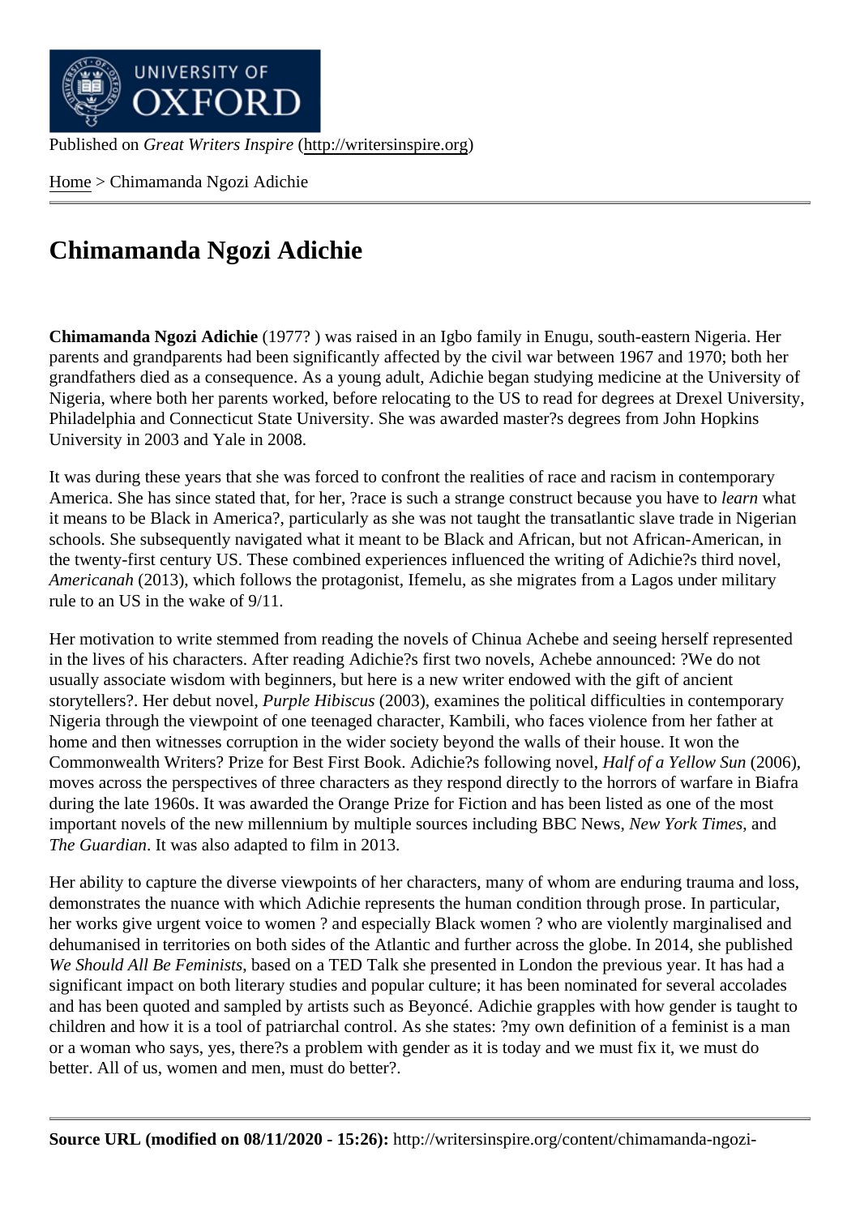Published on *Great Writers Inspire* (http://writersinspire.org)

Home > Chimamanda Ngozi Adichie

# Chimamanda Ngozi Adichie

**Chimamanda Ngozi Adichie** (1977? ) was raised in an Igbo family in Enugu, south-eastern Nigeria. Her parents and grandparents had been significantly affected by the civil war between 1967 and 1970; both her grandfathers died as a consequence. As a young adult, Adichie began studying medicine at the University of Nigeria, where both her parents worked, before relocating to the US to read for degrees at Drexel University, Philadelphia and Connecticut State University. She was awarded master?s degrees from John Hopkins University in 2003 and Yale in 2008.

It was during these years that she was forced to confront the realities of race and racism in contemporary America. She has since stated that, for her, ?race is such a strange construct because you have to *learn* what it means to be Black in America?, particularly as she was not taught the transatlantic slave trade in Nigerian schools. She subsequently navigated what it meant to be Black and African, but not African-American, in the twenty-first century US. These combined experiences influenced the writing of Adichie?s third novel, *Americanah* (2013), which follows the protagonist, Ifemelu, as she migrates from a Lagos under military rule to an US in the wake of 9/11.

Her motivation to write stemmed from reading the novels of Chinua Achebe and seeing herself represented in the lives of his characters. After reading Adichie?s first two novels, Achebe announced: ?We do not usually associate wisdom with beginners, but here is a new writer endowed with the gift of ancient storytellers?. Her debut novel, *Purple Hibiscus* (2003), examines the political difficulties in contemporary Nigeria through the viewpoint of one teenaged character, Kambili, who faces violence from her father at home and then witnesses corruption in the wider society beyond the walls of their house. It won the Commonwealth Writers? Prize for Best First Book. Adichie?s following novel, *Half of a Yellow Sun* (2006), moves across the perspectives of three characters as they respond directly to the horrors of warfare in Biafra during the late 1960s. It was awarded the Orange Prize for Fiction and has been listed as one of the most important novels of the new millennium by multiple sources including BBC News, *New York Times*, and *The Guardian*. It was also adapted to film in 2013.

Her ability to capture the diverse viewpoints of her characters, many of whom are enduring trauma and loss, demonstrates the nuance with which Adichie represents the human condition through prose. In particular, her works give urgent voice to women ? and especially Black women ? who are violently marginalised and dehumanised in territories on both sides of the Atlantic and further across the globe. In 2014, she published *We Should All Be Feminists*, based on a TED Talk she presented in London the previous year. It has had a significant impact on both literary studies and popular culture; it has been nominated for several accolades and has been quoted and sampled by artists such as Beyoncé. Adichie grapples with how gender is taught to children and how it is a tool of patriarchal control. As she states: ?my own definition of a feminist is a man or a woman who says, yes, there?s a problem with gender as it is today and we must fix it, we must do better. All of us, women and men, must do better?.

**Source URL (modified on 08/11/2020 - 15:26):** http://writersinspire.org/content/chimamanda-ngozi-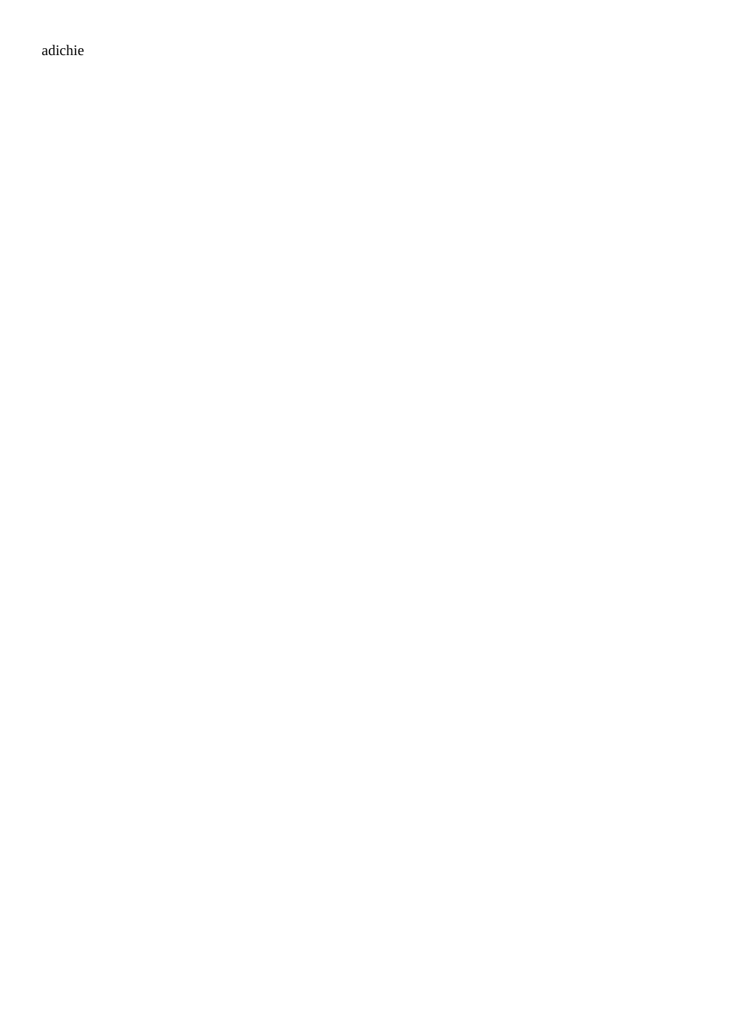adichie